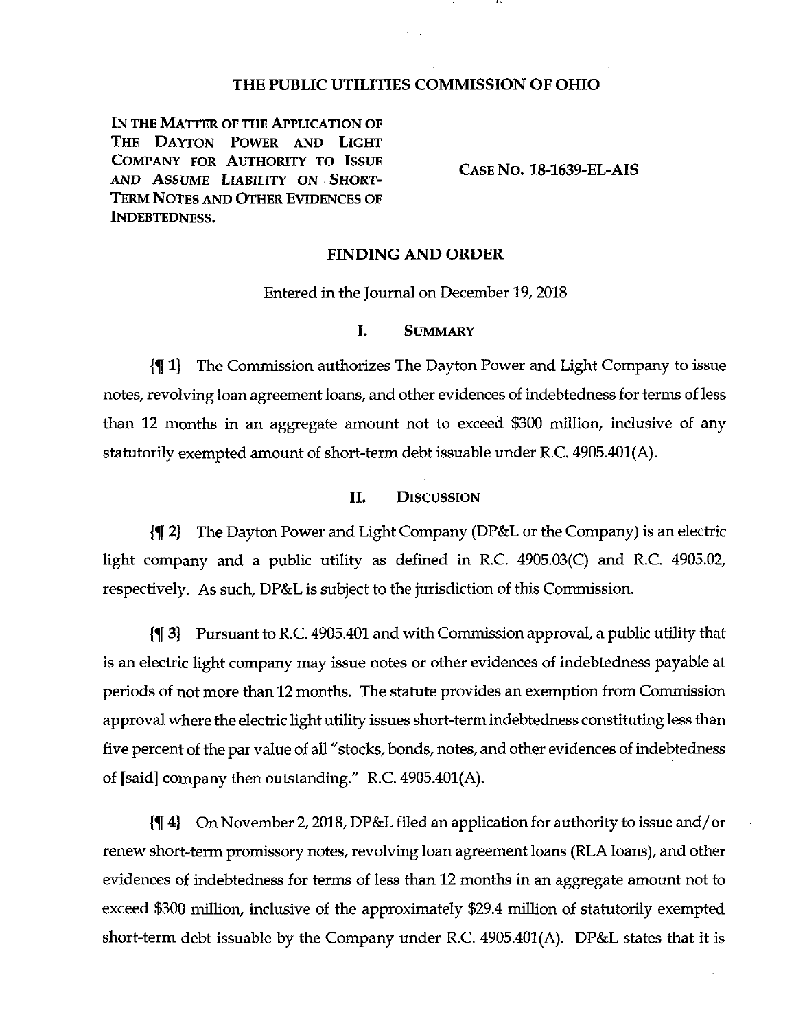# THE PUBLIC UTILITIES COMMISSION OF OHIO

IN THE MATTER OF THE APPLICATION OF THE DAYTON POWER AND LIGHT COMPANY FOR AUTHORITY TO ISSUE AND ASSUME LIABILITY ON SHORT-TERM NOTES AND OTHER EVIDENCES OF INDEBTEDNESS.

CASE NO. 18-1639-EL-AIS

## FINDING AND ORDER

Entered in the Journal on December 19, 2018

## I. SUMMARY

{¶ 1} The Commission authorizes The Dayton Power and Light Company to issue notes, revolving loan agreement loans, and other evidences of indebtedness for terms of less than 12 months in an aggregate amount not to exceed $300 million, inclusive of any statutorily exempted amount of short-term debt issuable under R.C. 4905.401(A).

## II. DISCUSSION

{¶ 2} The Dayton Power and Light Company (DP&L or the Company) is an electric light company and a public utility as defined in R.C. 4905.03(C) and R.C. 4905.02, respectively. As such, DP&L is subject to the jurisdiction of this Commission.

{¶ 3} Pursuant to R.C. 4905.401 and with Commission approval, a public utility that is an electric light company may issue notes or other evidences of indebtedness payable at periods of not more than 12 months. The statute provides an exemption from Commission approval where the electric light utility issues short-term indebtedness constituting less than five percent of the par value of all "stocks, bonds, notes, and other evidences of indebtedness of [said] company then outstanding." R.C. 4905.401(A).

{¶ 4} On November 2, 2018, DP&L filed an application for authority to issue and/or renew short-term promissory notes, revolving loan agreement loans (RLA loans), and other evidences of indebtedness for terms of less than 12 months in an aggregate amount not to exceed $300 million, inclusive of the approximately $29.4 million of statutorily exempted short-term debt issuable by the Company under R.C. 4905.401(A). DP&L states that it is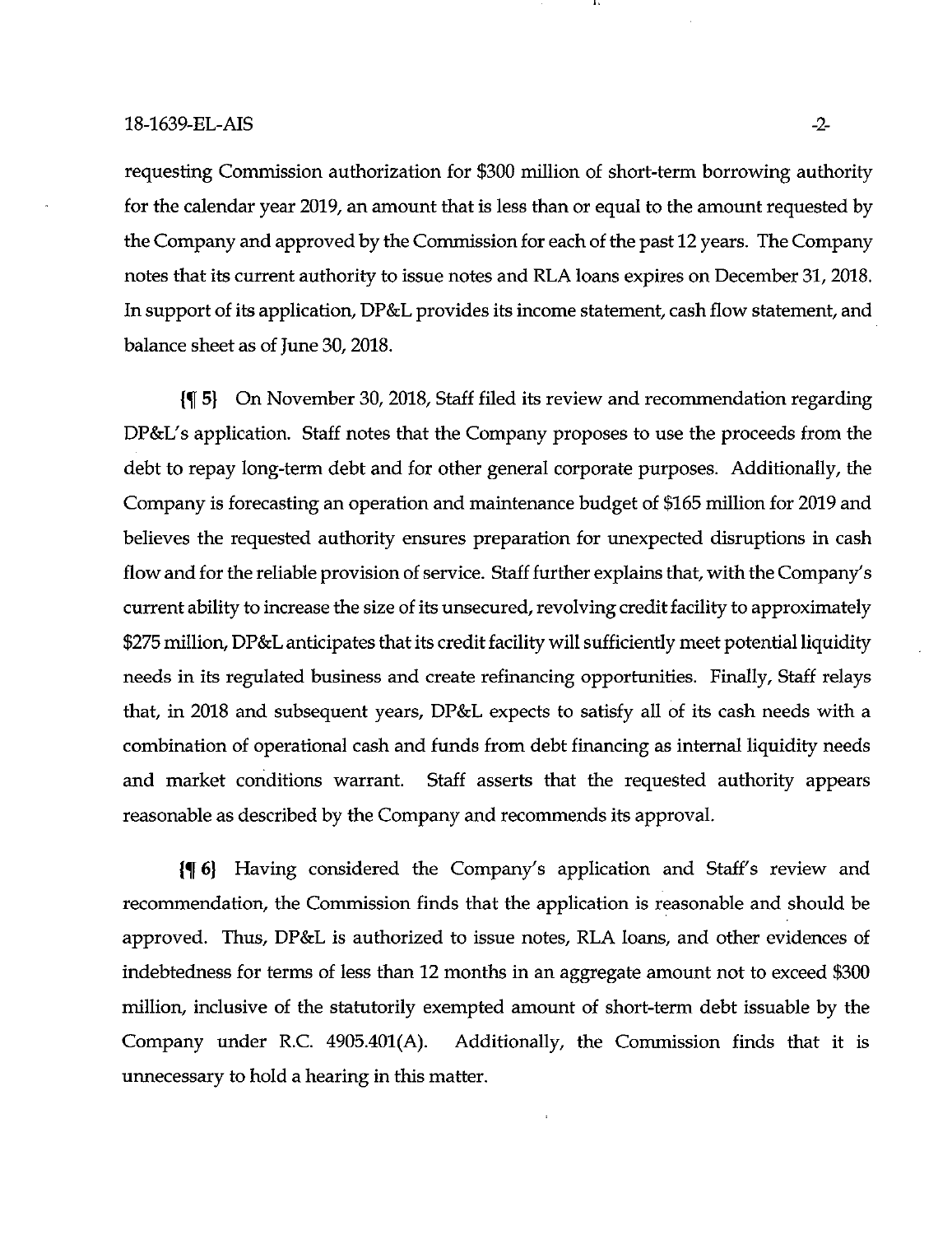requesting Commission authorization for $300 million of short-term borrowing authority for the calendar year 2019, an amount that is less than or equal to the amount requested by the Company and approved by the Commission for each of the past 12 years. The Company notes that its current authority to issue notes and RLA loans expires on December 31, 2018. In support of its application, DP&L provides its income statement, cash flow statement, and balance sheet as of June 30, 2018.

{¶ 5} On November 30, 2018, Staff filed its review and recommendation regarding DP&L's application. Staff notes that the Company proposes to use the proceeds from the debt to repay long-term debt and for other general corporate purposes. Additionally, the Company is forecasting an operation and maintenance budget of $165 million for 2019 and believes the requested authority ensures preparation for unexpected disruptions in cash flow and for the reliable provision of service. Staff further explains that, with the Company's current ability to increase the size of its unsecured, revolving credit facility to approximately $275 million, DP&L anticipates that its credit facility will sufficiently meet potential liquidity needs in its regulated business and create refinancing opportunities. Finally, Staff relays that, in 2018 and subsequent years, DP&L expects to satisfy all of its cash needs with a combination of operational cash and funds from debt financing as internal liquidity needs and market conditions warrant. Staff asserts that the requested authority appears reasonable as described by the Company and recommends its approval.

{¶ 6} Having considered the Company's application and Staff's review and recommendation, the Commission finds that the application is reasonable and should be approved. Thus, DP&L is authorized to issue notes, RLA loans, and other evidences of indebtedness for terms of less than 12 months in an aggregate amount not to exceed $300 million, inclusive of the statutorily exempted amount of short-term debt issuable by the Company under R.C. 4905.401(A). Additionally, the Commission finds that it is unnecessary to hold a hearing in this matter.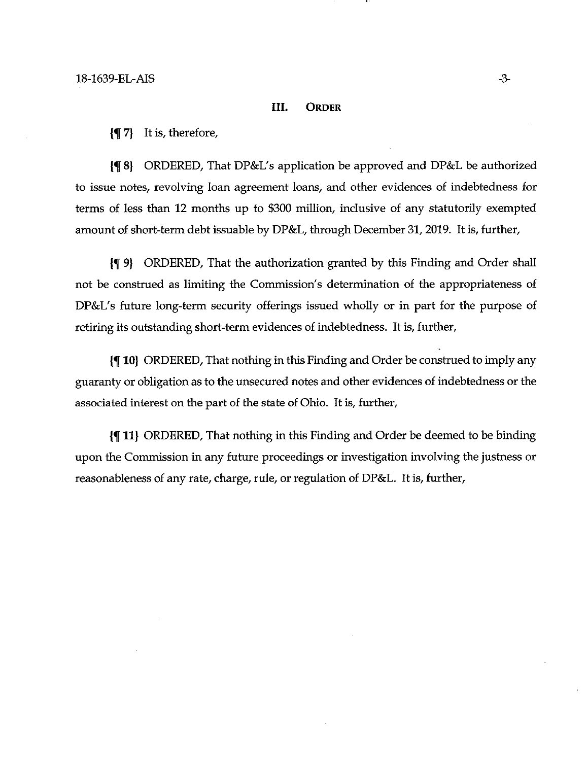## III. ORDER

{¶ 7} It is, therefore,

{¶ 8} ORDERED, That DP&L's application be approved and DP&L be authorized to issue notes, revolving loan agreement loans, and other evidences of indebtedness for terms of less than 12 months up to $300 million, inclusive of any statutorily exempted amount of short-term debt issuable by DP&L, through December 31, 2019. It is, further,

{¶ 9} ORDERED, That the authorization granted by this Finding and Order shall not be construed as limiting the Commission's determination of the appropriateness of DP&L's future long-term security offerings issued wholly or in part for the purpose of retiring its outstanding short-term evidences of indebtedness. It is, further,

{¶ 10} ORDERED, That nothing in this Finding and Order be construed to imply any guaranty or obligation as to the unsecured notes and other evidences of indebtedness or the associated interest on the part of the state of Ohio. It is, further,

{¶ 11} ORDERED, That nothing in this Finding and Order be deemed to be binding upon the Commission in any future proceedings or investigation involving the justness or reasonableness of any rate, charge, rule, or regulation of DP&L. It is, further,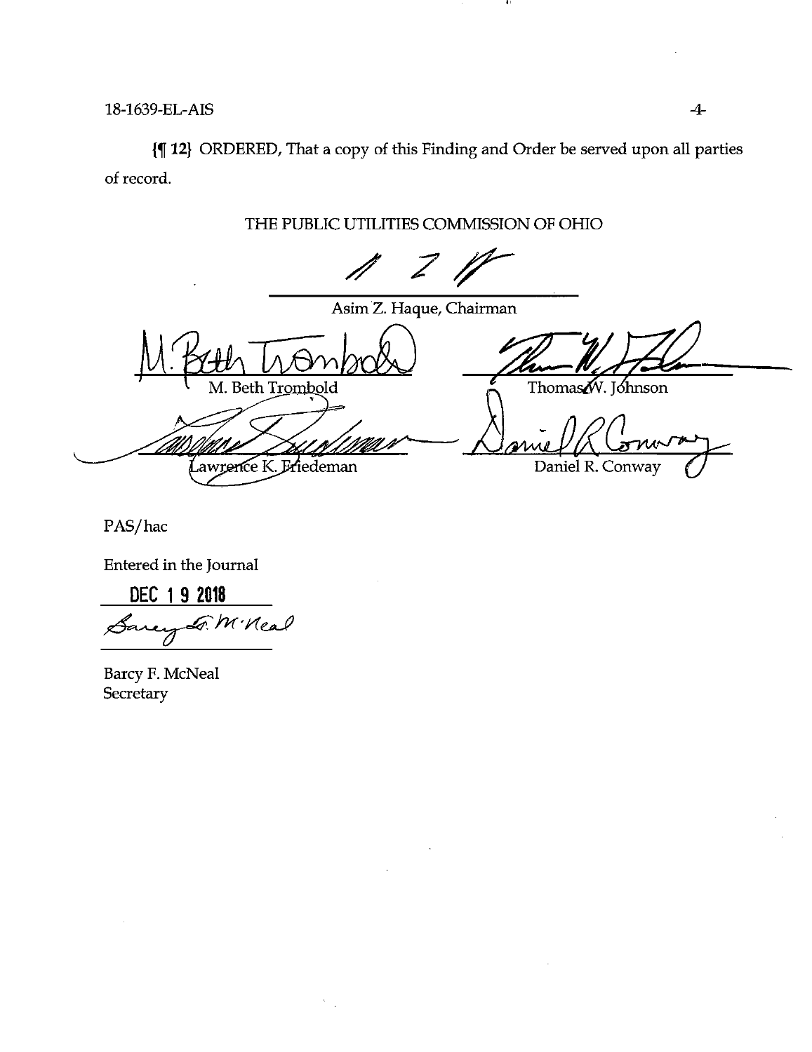{¶ 12} ORDERED, That a copy of this Finding and Order be served upon all parties of record.

THE PUBLIC UTILITIES COMMISSION OF OHIO

Asim Z. Haque, Chairman

M. Beth Trombold

Thomas W. Johnson

Lawrence K. Friedeman

Daniel R. Conway

PAS/hac

Entered in the Journal

DEC 19 2018

Barcy F. McNeal
Secretary